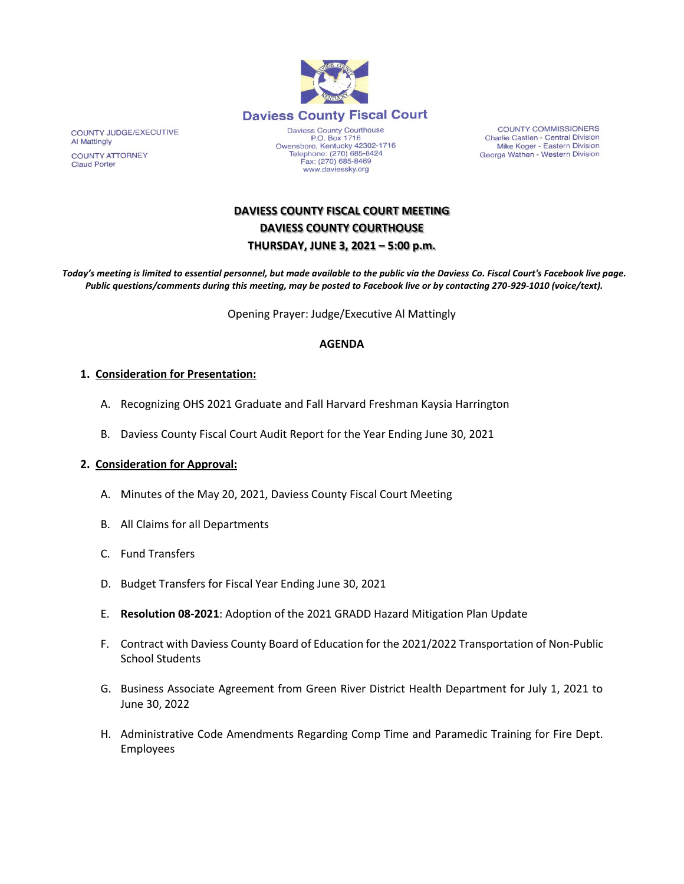**Daviess County Fiscal Court**

Daviess County Courthouse
P.O. Box 1716
Owensboro, Kentucky 42302-1716
Telephone: (270) 685-8424
Fax: (270) 685-8469
www.daviessky.org

COUNTY JUDGE/EXECUTIVE
Al Mattingly

COUNTY ATTORNEY
Claud Porter

COUNTY COMMISSIONERS
Charlie Castlen - Central Division
Mike Koger - Eastern Division
George Wathen - Western Division

# DAVIESS COUNTY FISCAL COURT MEETING
## DAVIESS COUNTY COURTHOUSE
## THURSDAY, JUNE 3, 2021 – 5:00 p.m.

***Today's meeting is limited to essential personnel, but made available to the public via the Daviess Co. Fiscal Court's Facebook live page. Public questions/comments during this meeting, may be posted to Facebook live or by contacting 270-929-1010 (voice/text).***

Opening Prayer: Judge/Executive Al Mattingly

**AGENDA**

1. **Consideration for Presentation:**

   A. Recognizing OHS 2021 Graduate and Fall Harvard Freshman Kaysia Harrington

   B. Daviess County Fiscal Court Audit Report for the Year Ending June 30, 2021

2. **Consideration for Approval:**

   A. Minutes of the May 20, 2021, Daviess County Fiscal Court Meeting

   B. All Claims for all Departments

   C. Fund Transfers

   D. Budget Transfers for Fiscal Year Ending June 30, 2021

   E. **Resolution 08-2021**: Adoption of the 2021 GRADD Hazard Mitigation Plan Update

   F. Contract with Daviess County Board of Education for the 2021/2022 Transportation of Non-Public School Students

   G. Business Associate Agreement from Green River District Health Department for July 1, 2021 to June 30, 2022

   H. Administrative Code Amendments Regarding Comp Time and Paramedic Training for Fire Dept. Employees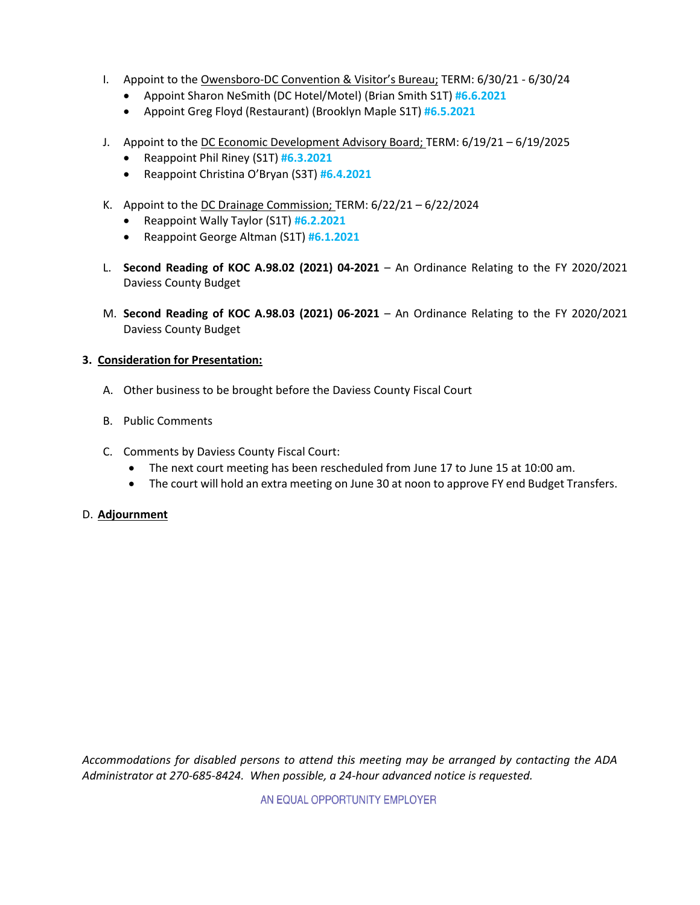I. Appoint to the Owensboro-DC Convention & Visitor's Bureau; TERM: 6/30/21 - 6/30/24
   - Appoint Sharon NeSmith (DC Hotel/Motel) (Brian Smith S1T) **#6.6.2021**
   - Appoint Greg Floyd (Restaurant) (Brooklyn Maple S1T) **#6.5.2021**

J. Appoint to the DC Economic Development Advisory Board; TERM: 6/19/21 – 6/19/2025
   - Reappoint Phil Riney (S1T) **#6.3.2021**
   - Reappoint Christina O'Bryan (S3T) **#6.4.2021**

K. Appoint to the DC Drainage Commission; TERM: 6/22/21 – 6/22/2024
   - Reappoint Wally Taylor (S1T) **#6.2.2021**
   - Reappoint George Altman (S1T) **#6.1.2021**

L. **Second Reading of KOC A.98.02 (2021) 04-2021** – An Ordinance Relating to the FY 2020/2021 Daviess County Budget

M. **Second Reading of KOC A.98.03 (2021) 06-2021** – An Ordinance Relating to the FY 2020/2021 Daviess County Budget

**3. Consideration for Presentation:**

A. Other business to be brought before the Daviess County Fiscal Court

B. Public Comments

C. Comments by Daviess County Fiscal Court:
   - The next court meeting has been rescheduled from June 17 to June 15 at 10:00 am.
   - The court will hold an extra meeting on June 30 at noon to approve FY end Budget Transfers.

D. **Adjournment**

*Accommodations for disabled persons to attend this meeting may be arranged by contacting the ADA Administrator at 270-685-8424. When possible, a 24-hour advanced notice is requested.*

AN EQUAL OPPORTUNITY EMPLOYER